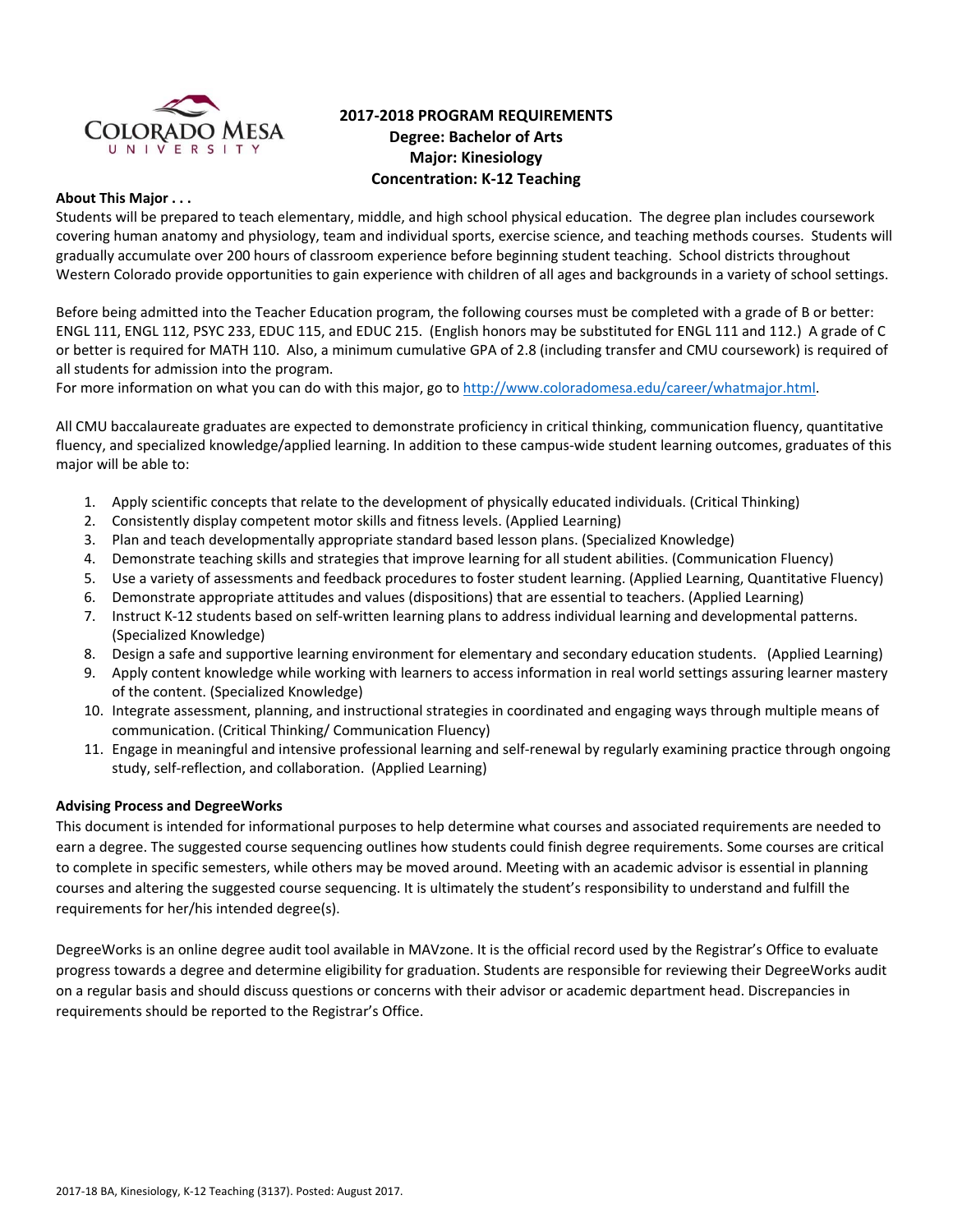# 2017-2018 PROGRAM REQUIREMENTS
## Degree: Bachelor of Arts
## Major: Kinesiology
## Concentration: K-12 Teaching

**About This Major . . .**

Students will be prepared to teach elementary, middle, and high school physical education. The degree plan includes coursework covering human anatomy and physiology, team and individual sports, exercise science, and teaching methods courses. Students will gradually accumulate over 200 hours of classroom experience before beginning student teaching. School districts throughout Western Colorado provide opportunities to gain experience with children of all ages and backgrounds in a variety of school settings.

Before being admitted into the Teacher Education program, the following courses must be completed with a grade of B or better: ENGL 111, ENGL 112, PSYC 233, EDUC 115, and EDUC 215. (English honors may be substituted for ENGL 111 and 112.) A grade of C or better is required for MATH 110. Also, a minimum cumulative GPA of 2.8 (including transfer and CMU coursework) is required of all students for admission into the program.

For more information on what you can do with this major, go to http://www.coloradomesa.edu/career/whatmajor.html.

All CMU baccalaureate graduates are expected to demonstrate proficiency in critical thinking, communication fluency, quantitative fluency, and specialized knowledge/applied learning. In addition to these campus-wide student learning outcomes, graduates of this major will be able to:

1. Apply scientific concepts that relate to the development of physically educated individuals. (Critical Thinking)
2. Consistently display competent motor skills and fitness levels. (Applied Learning)
3. Plan and teach developmentally appropriate standard based lesson plans. (Specialized Knowledge)
4. Demonstrate teaching skills and strategies that improve learning for all student abilities. (Communication Fluency)
5. Use a variety of assessments and feedback procedures to foster student learning. (Applied Learning, Quantitative Fluency)
6. Demonstrate appropriate attitudes and values (dispositions) that are essential to teachers. (Applied Learning)
7. Instruct K-12 students based on self-written learning plans to address individual learning and developmental patterns. (Specialized Knowledge)
8. Design a safe and supportive learning environment for elementary and secondary education students. (Applied Learning)
9. Apply content knowledge while working with learners to access information in real world settings assuring learner mastery of the content. (Specialized Knowledge)
10. Integrate assessment, planning, and instructional strategies in coordinated and engaging ways through multiple means of communication. (Critical Thinking/ Communication Fluency)
11. Engage in meaningful and intensive professional learning and self-renewal by regularly examining practice through ongoing study, self-reflection, and collaboration. (Applied Learning)

**Advising Process and DegreeWorks**

This document is intended for informational purposes to help determine what courses and associated requirements are needed to earn a degree. The suggested course sequencing outlines how students could finish degree requirements. Some courses are critical to complete in specific semesters, while others may be moved around. Meeting with an academic advisor is essential in planning courses and altering the suggested course sequencing. It is ultimately the student's responsibility to understand and fulfill the requirements for her/his intended degree(s).

DegreeWorks is an online degree audit tool available in MAVzone. It is the official record used by the Registrar's Office to evaluate progress towards a degree and determine eligibility for graduation. Students are responsible for reviewing their DegreeWorks audit on a regular basis and should discuss questions or concerns with their advisor or academic department head. Discrepancies in requirements should be reported to the Registrar's Office.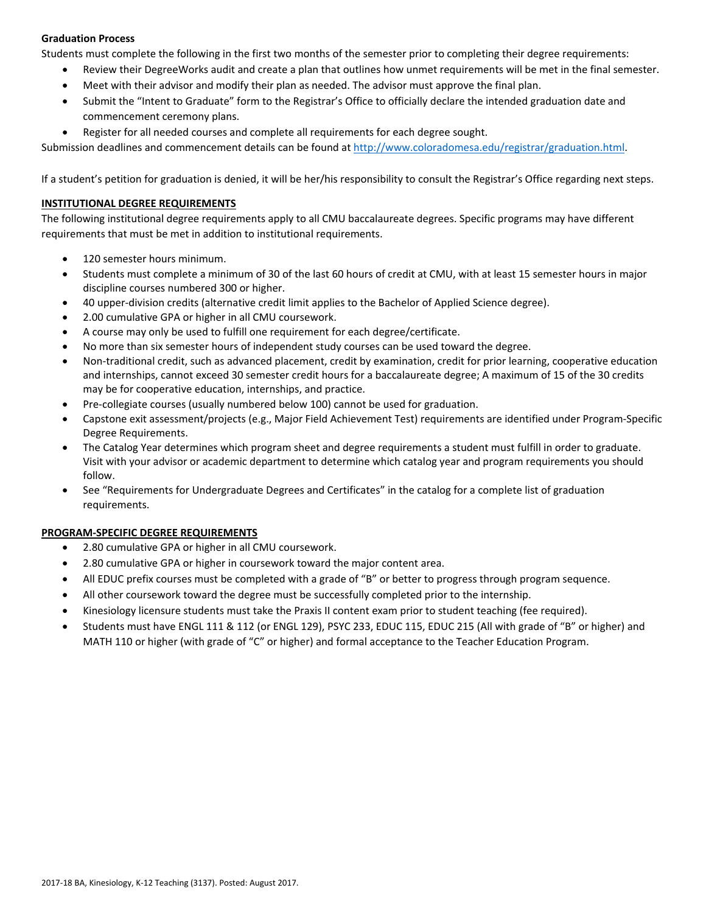**Graduation Process**

Students must complete the following in the first two months of the semester prior to completing their degree requirements:

- Review their DegreeWorks audit and create a plan that outlines how unmet requirements will be met in the final semester.
- Meet with their advisor and modify their plan as needed. The advisor must approve the final plan.
- Submit the "Intent to Graduate" form to the Registrar's Office to officially declare the intended graduation date and commencement ceremony plans.
- Register for all needed courses and complete all requirements for each degree sought.

Submission deadlines and commencement details can be found at http://www.coloradomesa.edu/registrar/graduation.html.

If a student's petition for graduation is denied, it will be her/his responsibility to consult the Registrar's Office regarding next steps.

## INSTITUTIONAL DEGREE REQUIREMENTS

The following institutional degree requirements apply to all CMU baccalaureate degrees. Specific programs may have different requirements that must be met in addition to institutional requirements.

- 120 semester hours minimum.
- Students must complete a minimum of 30 of the last 60 hours of credit at CMU, with at least 15 semester hours in major discipline courses numbered 300 or higher.
- 40 upper-division credits (alternative credit limit applies to the Bachelor of Applied Science degree).
- 2.00 cumulative GPA or higher in all CMU coursework.
- A course may only be used to fulfill one requirement for each degree/certificate.
- No more than six semester hours of independent study courses can be used toward the degree.
- Non-traditional credit, such as advanced placement, credit by examination, credit for prior learning, cooperative education and internships, cannot exceed 30 semester credit hours for a baccalaureate degree; A maximum of 15 of the 30 credits may be for cooperative education, internships, and practice.
- Pre-collegiate courses (usually numbered below 100) cannot be used for graduation.
- Capstone exit assessment/projects (e.g., Major Field Achievement Test) requirements are identified under Program-Specific Degree Requirements.
- The Catalog Year determines which program sheet and degree requirements a student must fulfill in order to graduate. Visit with your advisor or academic department to determine which catalog year and program requirements you should follow.
- See "Requirements for Undergraduate Degrees and Certificates" in the catalog for a complete list of graduation requirements.

## PROGRAM-SPECIFIC DEGREE REQUIREMENTS

- 2.80 cumulative GPA or higher in all CMU coursework.
- 2.80 cumulative GPA or higher in coursework toward the major content area.
- All EDUC prefix courses must be completed with a grade of "B" or better to progress through program sequence.
- All other coursework toward the degree must be successfully completed prior to the internship.
- Kinesiology licensure students must take the Praxis II content exam prior to student teaching (fee required).
- Students must have ENGL 111 & 112 (or ENGL 129), PSYC 233, EDUC 115, EDUC 215 (All with grade of "B" or higher) and MATH 110 or higher (with grade of "C" or higher) and formal acceptance to the Teacher Education Program.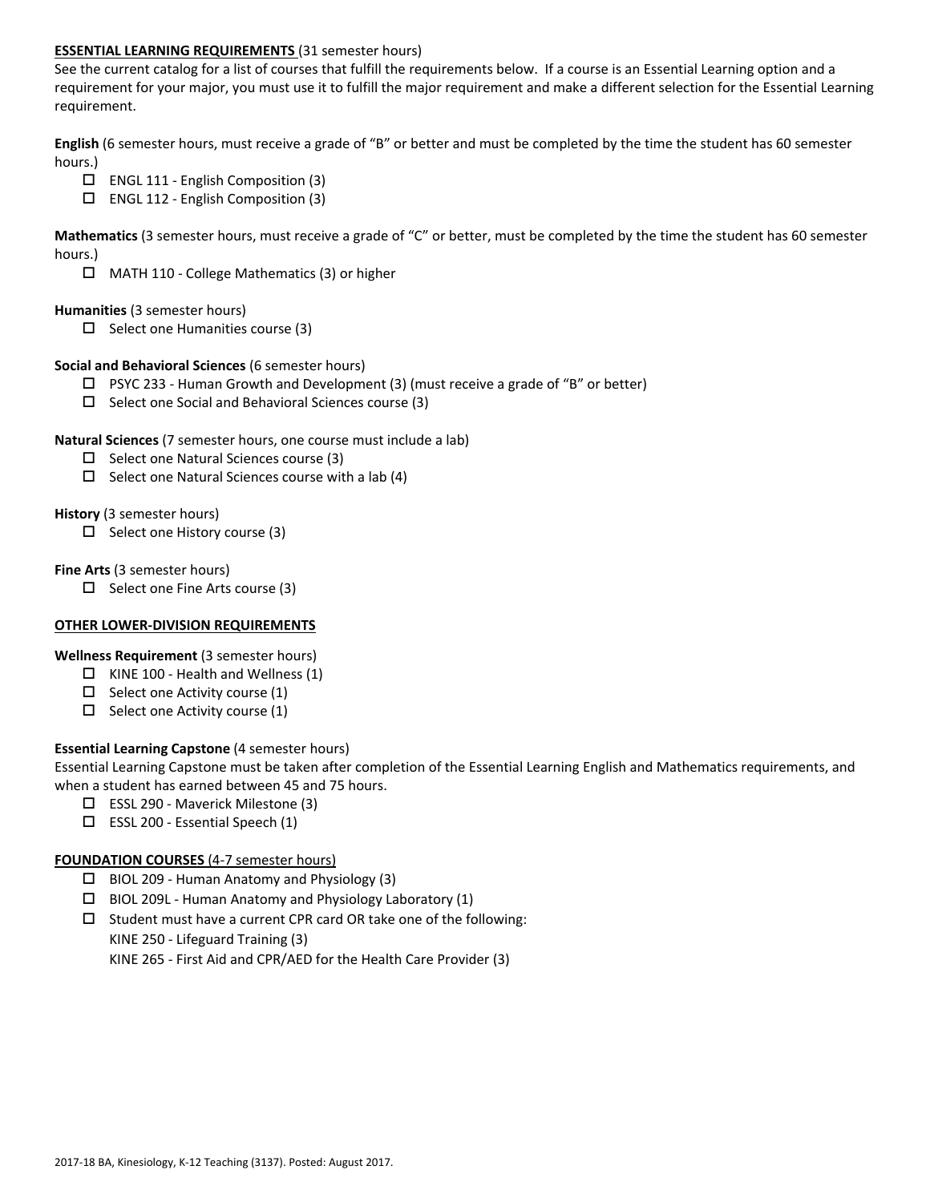## ESSENTIAL LEARNING REQUIREMENTS (31 semester hours)

See the current catalog for a list of courses that fulfill the requirements below. If a course is an Essential Learning option and a requirement for your major, you must use it to fulfill the major requirement and make a different selection for the Essential Learning requirement.

**English** (6 semester hours, must receive a grade of "B" or better and must be completed by the time the student has 60 semester hours.)

- ☐ ENGL 111 - English Composition (3)
- ☐ ENGL 112 - English Composition (3)

**Mathematics** (3 semester hours, must receive a grade of "C" or better, must be completed by the time the student has 60 semester hours.)

- ☐ MATH 110 - College Mathematics (3) or higher

**Humanities** (3 semester hours)

- ☐ Select one Humanities course (3)

**Social and Behavioral Sciences** (6 semester hours)

- ☐ PSYC 233 - Human Growth and Development (3) (must receive a grade of "B" or better)
- ☐ Select one Social and Behavioral Sciences course (3)

**Natural Sciences** (7 semester hours, one course must include a lab)

- ☐ Select one Natural Sciences course (3)
- ☐ Select one Natural Sciences course with a lab (4)

**History** (3 semester hours)

- ☐ Select one History course (3)

**Fine Arts** (3 semester hours)

- ☐ Select one Fine Arts course (3)

## OTHER LOWER-DIVISION REQUIREMENTS

**Wellness Requirement** (3 semester hours)

- ☐ KINE 100 - Health and Wellness (1)
- ☐ Select one Activity course (1)
- ☐ Select one Activity course (1)

**Essential Learning Capstone** (4 semester hours)

Essential Learning Capstone must be taken after completion of the Essential Learning English and Mathematics requirements, and when a student has earned between 45 and 75 hours.

- ☐ ESSL 290 - Maverick Milestone (3)
- ☐ ESSL 200 - Essential Speech (1)

## FOUNDATION COURSES (4-7 semester hours)

- ☐ BIOL 209 - Human Anatomy and Physiology (3)
- ☐ BIOL 209L - Human Anatomy and Physiology Laboratory (1)
- ☐ Student must have a current CPR card OR take one of the following:
  KINE 250 - Lifeguard Training (3)
  KINE 265 - First Aid and CPR/AED for the Health Care Provider (3)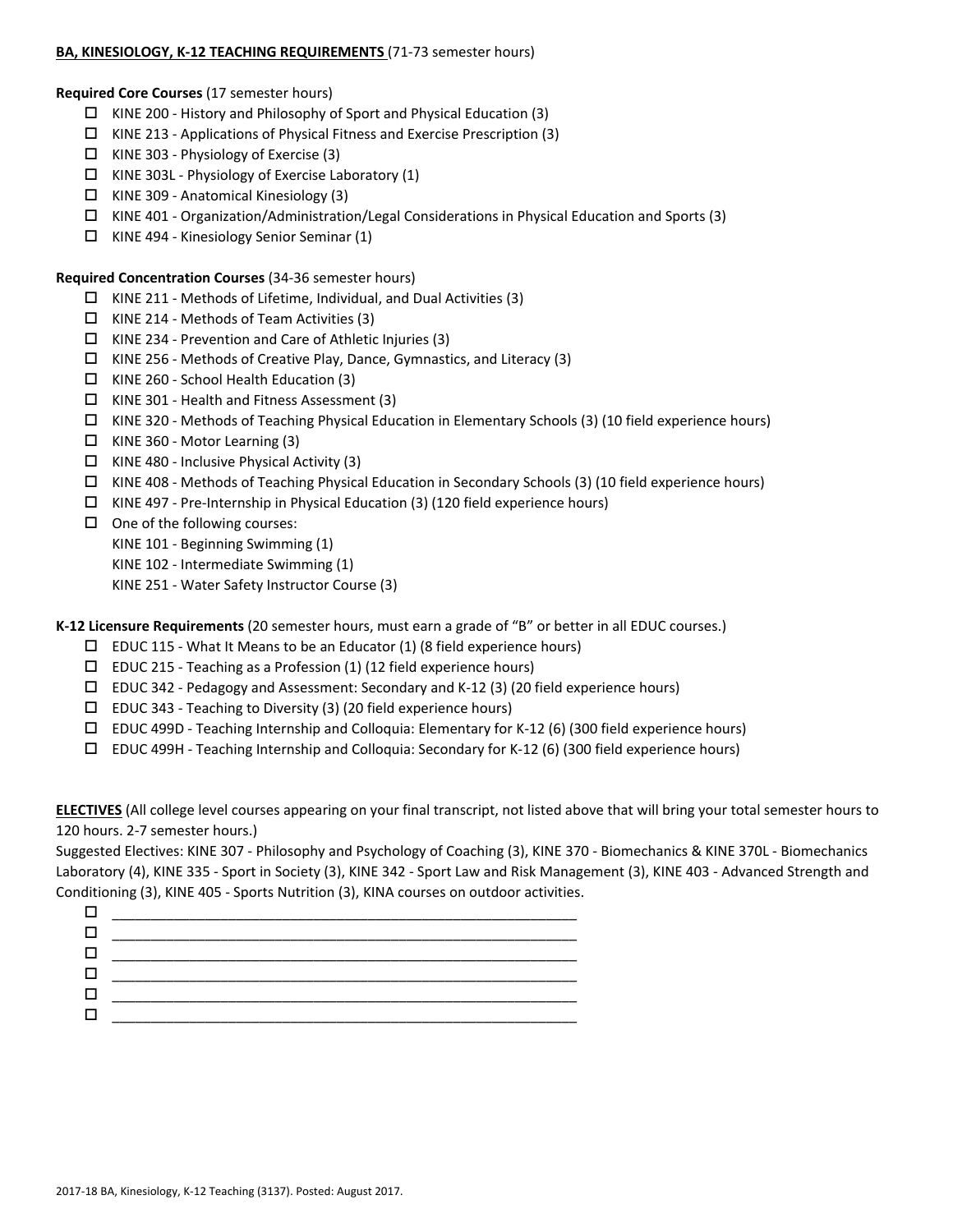**BA, KINESIOLOGY, K-12 TEACHING REQUIREMENTS** (71-73 semester hours)

**Required Core Courses** (17 semester hours)

- ☐ KINE 200 - History and Philosophy of Sport and Physical Education (3)
- ☐ KINE 213 - Applications of Physical Fitness and Exercise Prescription (3)
- ☐ KINE 303 - Physiology of Exercise (3)
- ☐ KINE 303L - Physiology of Exercise Laboratory (1)
- ☐ KINE 309 - Anatomical Kinesiology (3)
- ☐ KINE 401 - Organization/Administration/Legal Considerations in Physical Education and Sports (3)
- ☐ KINE 494 - Kinesiology Senior Seminar (1)

**Required Concentration Courses** (34-36 semester hours)

- ☐ KINE 211 - Methods of Lifetime, Individual, and Dual Activities (3)
- ☐ KINE 214 - Methods of Team Activities (3)
- ☐ KINE 234 - Prevention and Care of Athletic Injuries (3)
- ☐ KINE 256 - Methods of Creative Play, Dance, Gymnastics, and Literacy (3)
- ☐ KINE 260 - School Health Education (3)
- ☐ KINE 301 - Health and Fitness Assessment (3)
- ☐ KINE 320 - Methods of Teaching Physical Education in Elementary Schools (3) (10 field experience hours)
- ☐ KINE 360 - Motor Learning (3)
- ☐ KINE 480 - Inclusive Physical Activity (3)
- ☐ KINE 408 - Methods of Teaching Physical Education in Secondary Schools (3) (10 field experience hours)
- ☐ KINE 497 - Pre-Internship in Physical Education (3) (120 field experience hours)
- ☐ One of the following courses:
  KINE 101 - Beginning Swimming (1)
  KINE 102 - Intermediate Swimming (1)
  KINE 251 - Water Safety Instructor Course (3)

**K-12 Licensure Requirements** (20 semester hours, must earn a grade of "B" or better in all EDUC courses.)

- ☐ EDUC 115 - What It Means to be an Educator (1) (8 field experience hours)
- ☐ EDUC 215 - Teaching as a Profession (1) (12 field experience hours)
- ☐ EDUC 342 - Pedagogy and Assessment: Secondary and K-12 (3) (20 field experience hours)
- ☐ EDUC 343 - Teaching to Diversity (3) (20 field experience hours)
- ☐ EDUC 499D - Teaching Internship and Colloquia: Elementary for K-12 (6) (300 field experience hours)
- ☐ EDUC 499H - Teaching Internship and Colloquia: Secondary for K-12 (6) (300 field experience hours)

**ELECTIVES** (All college level courses appearing on your final transcript, not listed above that will bring your total semester hours to 120 hours. 2-7 semester hours.)

Suggested Electives: KINE 307 - Philosophy and Psychology of Coaching (3), KINE 370 - Biomechanics & KINE 370L - Biomechanics Laboratory (4), KINE 335 - Sport in Society (3), KINE 342 - Sport Law and Risk Management (3), KINE 403 - Advanced Strength and Conditioning (3), KINE 405 - Sports Nutrition (3), KINA courses on outdoor activities.

- ☐ ____________________________________________________________
- ☐ ____________________________________________________________
- ☐ ____________________________________________________________
- ☐ ____________________________________________________________
- ☐ ____________________________________________________________
- ☐ ____________________________________________________________

2017-18 BA, Kinesiology, K-12 Teaching (3137). Posted: August 2017.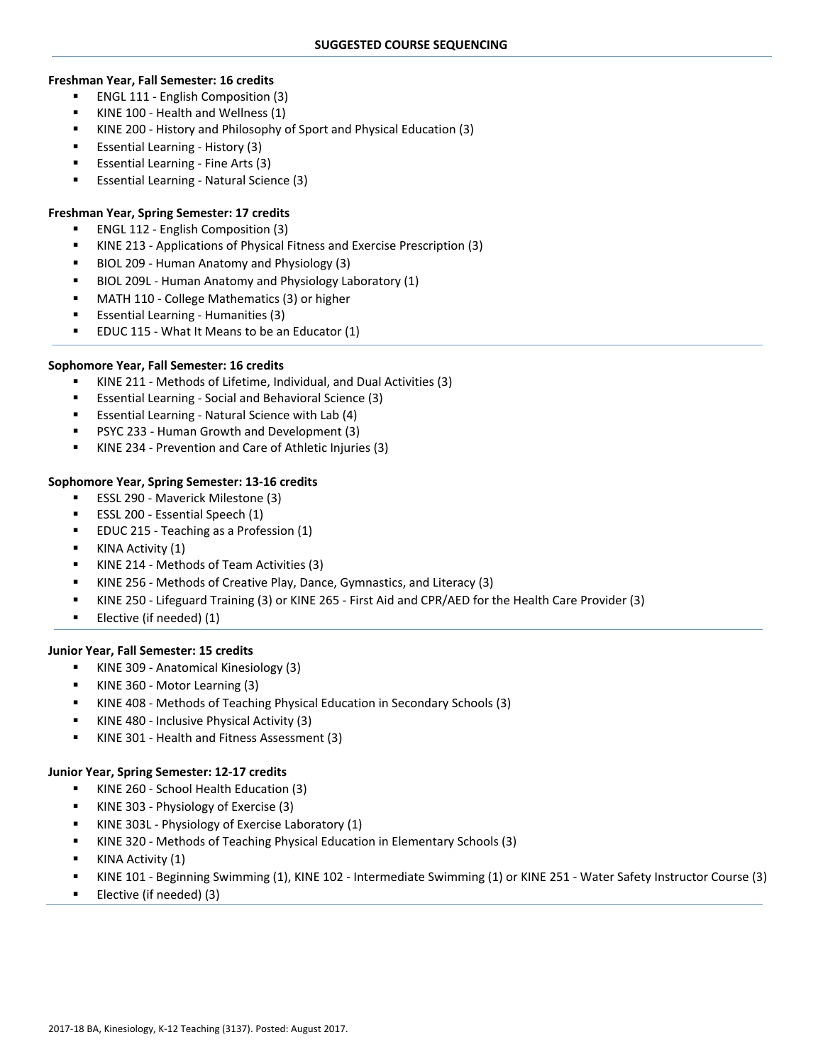## SUGGESTED COURSE SEQUENCING

**Freshman Year, Fall Semester: 16 credits**

- ENGL 111 - English Composition (3)
- KINE 100 - Health and Wellness (1)
- KINE 200 - History and Philosophy of Sport and Physical Education (3)
- Essential Learning - History (3)
- Essential Learning - Fine Arts (3)
- Essential Learning - Natural Science (3)

**Freshman Year, Spring Semester: 17 credits**

- ENGL 112 - English Composition (3)
- KINE 213 - Applications of Physical Fitness and Exercise Prescription (3)
- BIOL 209 - Human Anatomy and Physiology (3)
- BIOL 209L - Human Anatomy and Physiology Laboratory (1)
- MATH 110 - College Mathematics (3) or higher
- Essential Learning - Humanities (3)
- EDUC 115 - What It Means to be an Educator (1)

**Sophomore Year, Fall Semester: 16 credits**

- KINE 211 - Methods of Lifetime, Individual, and Dual Activities (3)
- Essential Learning - Social and Behavioral Science (3)
- Essential Learning - Natural Science with Lab (4)
- PSYC 233 - Human Growth and Development (3)
- KINE 234 - Prevention and Care of Athletic Injuries (3)

**Sophomore Year, Spring Semester: 13-16 credits**

- ESSL 290 - Maverick Milestone (3)
- ESSL 200 - Essential Speech (1)
- EDUC 215 - Teaching as a Profession (1)
- KINA Activity (1)
- KINE 214 - Methods of Team Activities (3)
- KINE 256 - Methods of Creative Play, Dance, Gymnastics, and Literacy (3)
- KINE 250 - Lifeguard Training (3) or KINE 265 - First Aid and CPR/AED for the Health Care Provider (3)
- Elective (if needed) (1)

**Junior Year, Fall Semester: 15 credits**

- KINE 309 - Anatomical Kinesiology (3)
- KINE 360 - Motor Learning (3)
- KINE 408 - Methods of Teaching Physical Education in Secondary Schools (3)
- KINE 480 - Inclusive Physical Activity (3)
- KINE 301 - Health and Fitness Assessment (3)

**Junior Year, Spring Semester: 12-17 credits**

- KINE 260 - School Health Education (3)
- KINE 303 - Physiology of Exercise (3)
- KINE 303L - Physiology of Exercise Laboratory (1)
- KINE 320 - Methods of Teaching Physical Education in Elementary Schools (3)
- KINA Activity (1)
- KINE 101 - Beginning Swimming (1), KINE 102 - Intermediate Swimming (1) or KINE 251 - Water Safety Instructor Course (3)
- Elective (if needed) (3)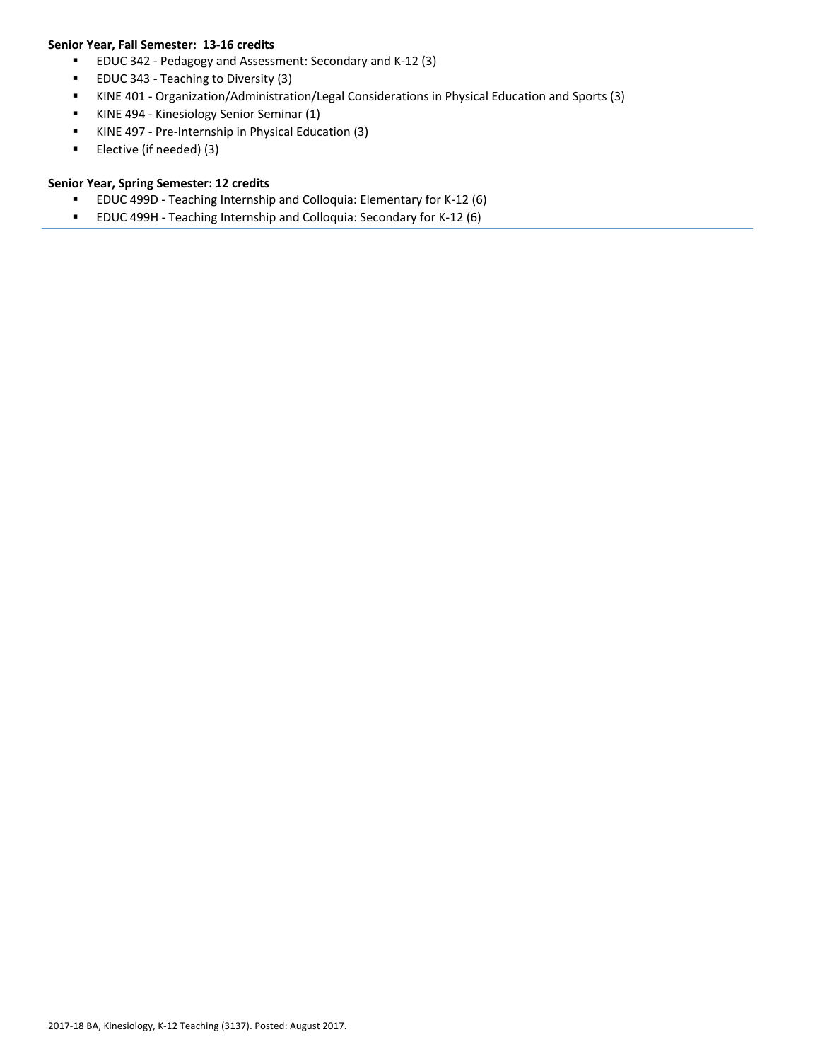**Senior Year, Fall Semester: 13-16 credits**

- EDUC 342 - Pedagogy and Assessment: Secondary and K-12 (3)
- EDUC 343 - Teaching to Diversity (3)
- KINE 401 - Organization/Administration/Legal Considerations in Physical Education and Sports (3)
- KINE 494 - Kinesiology Senior Seminar (1)
- KINE 497 - Pre-Internship in Physical Education (3)
- Elective (if needed) (3)

**Senior Year, Spring Semester: 12 credits**

- EDUC 499D - Teaching Internship and Colloquia: Elementary for K-12 (6)
- EDUC 499H - Teaching Internship and Colloquia: Secondary for K-12 (6)

---

2017-18 BA, Kinesiology, K-12 Teaching (3137). Posted: August 2017.